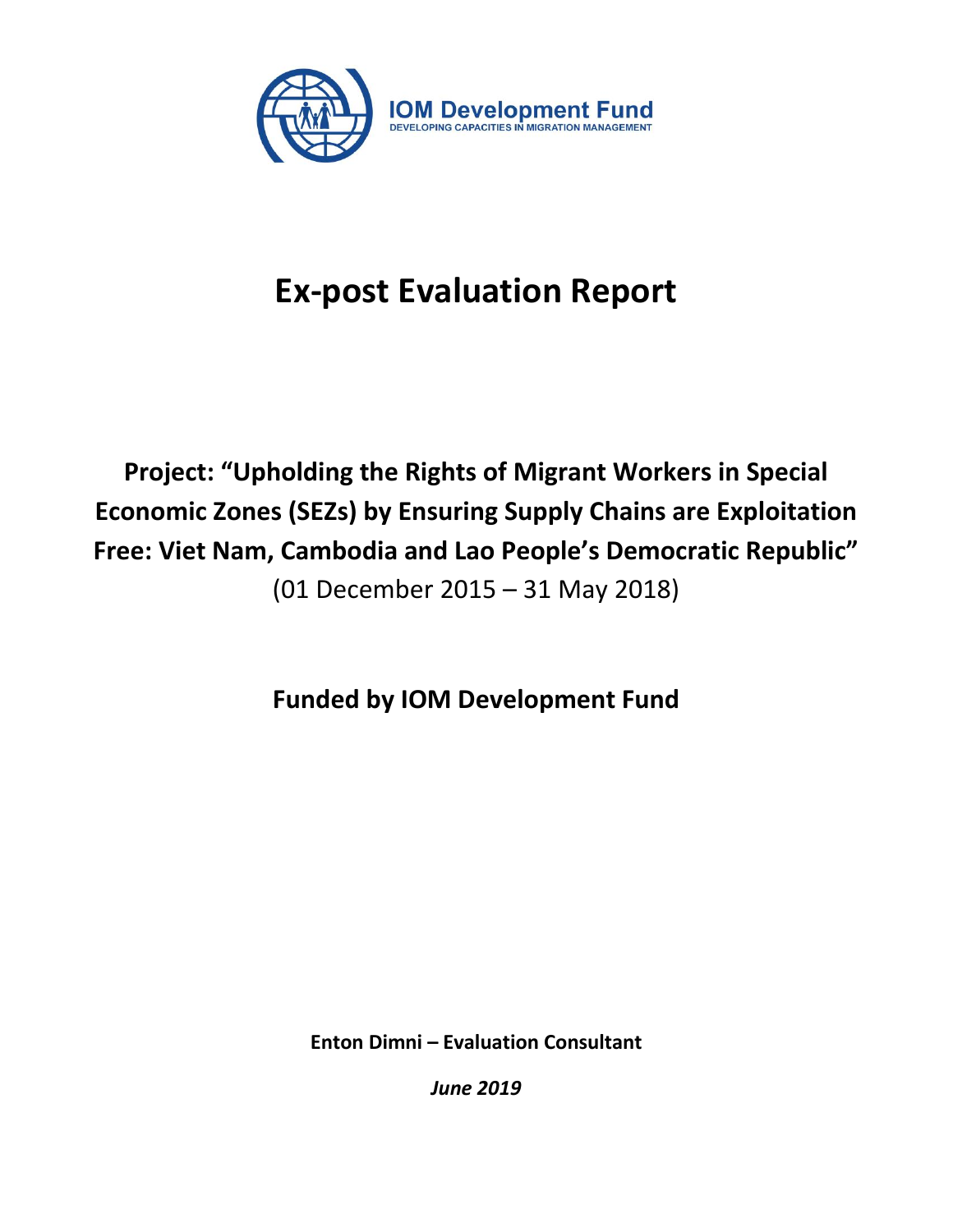IOM Development Fund
DEVELOPING CAPACITIES IN MIGRATION MANAGEMENT

# Ex-post Evaluation Report

**Project: "Upholding the Rights of Migrant Workers in Special Economic Zones (SEZs) by Ensuring Supply Chains are Exploitation Free: Viet Nam, Cambodia and Lao People's Democratic Republic"**

(01 December 2015 – 31 May 2018)

**Funded by IOM Development Fund**

**Enton Dimni – Evaluation Consultant**

***June 2019***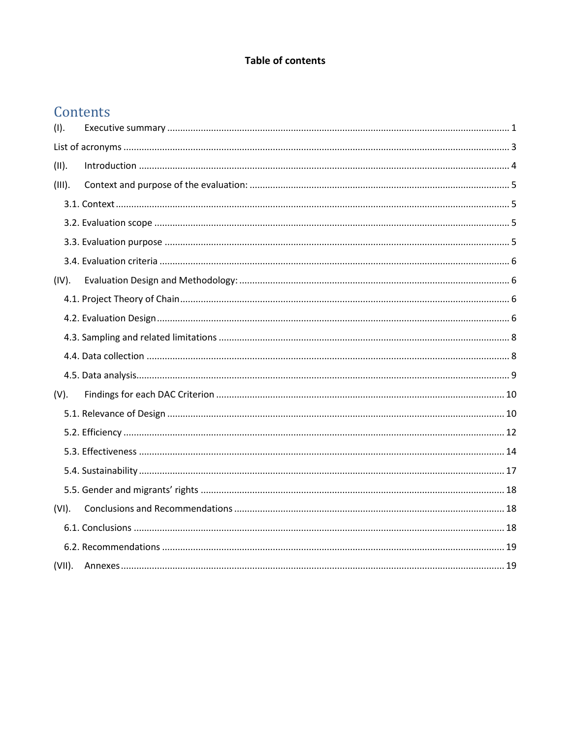**Table of contents**

# Contents

(I). Executive summary ..... 1

List of acronyms ..... 3

(II). Introduction ..... 4

(III). Context and purpose of the evaluation: ..... 5

- 3.1. Context ..... 5
- 3.2. Evaluation scope ..... 5
- 3.3. Evaluation purpose ..... 5
- 3.4. Evaluation criteria ..... 6

(IV). Evaluation Design and Methodology: ..... 6

- 4.1. Project Theory of Chain ..... 6
- 4.2. Evaluation Design ..... 6
- 4.3. Sampling and related limitations ..... 8
- 4.4. Data collection ..... 8
- 4.5. Data analysis ..... 9

(V). Findings for each DAC Criterion ..... 10

- 5.1. Relevance of Design ..... 10
- 5.2. Efficiency ..... 12
- 5.3. Effectiveness ..... 14
- 5.4. Sustainability ..... 17
- 5.5. Gender and migrants' rights ..... 18

(VI). Conclusions and Recommendations ..... 18

- 6.1. Conclusions ..... 18
- 6.2. Recommendations ..... 19

(VII). Annexes ..... 19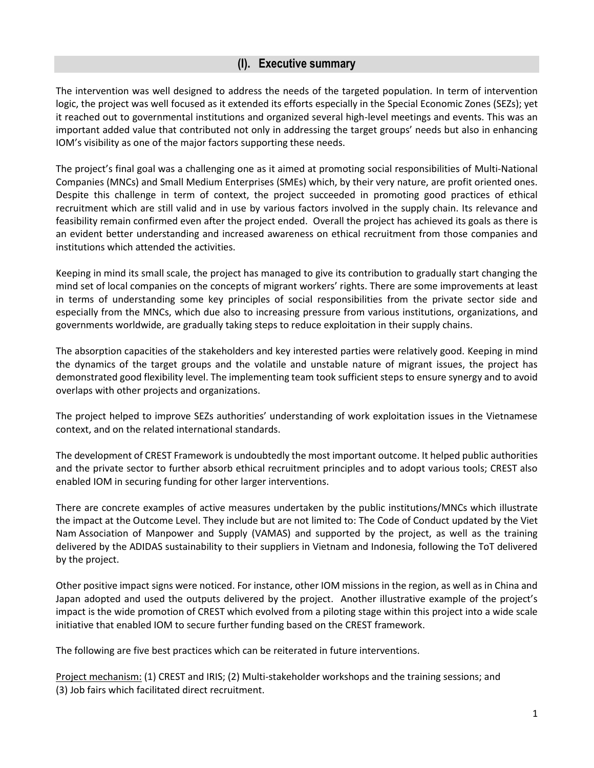## (I). Executive summary

The intervention was well designed to address the needs of the targeted population. In term of intervention logic, the project was well focused as it extended its efforts especially in the Special Economic Zones (SEZs); yet it reached out to governmental institutions and organized several high-level meetings and events. This was an important added value that contributed not only in addressing the target groups' needs but also in enhancing IOM's visibility as one of the major factors supporting these needs.

The project's final goal was a challenging one as it aimed at promoting social responsibilities of Multi-National Companies (MNCs) and Small Medium Enterprises (SMEs) which, by their very nature, are profit oriented ones. Despite this challenge in term of context, the project succeeded in promoting good practices of ethical recruitment which are still valid and in use by various factors involved in the supply chain. Its relevance and feasibility remain confirmed even after the project ended. Overall the project has achieved its goals as there is an evident better understanding and increased awareness on ethical recruitment from those companies and institutions which attended the activities.

Keeping in mind its small scale, the project has managed to give its contribution to gradually start changing the mind set of local companies on the concepts of migrant workers' rights. There are some improvements at least in terms of understanding some key principles of social responsibilities from the private sector side and especially from the MNCs, which due also to increasing pressure from various institutions, organizations, and governments worldwide, are gradually taking steps to reduce exploitation in their supply chains.

The absorption capacities of the stakeholders and key interested parties were relatively good. Keeping in mind the dynamics of the target groups and the volatile and unstable nature of migrant issues, the project has demonstrated good flexibility level. The implementing team took sufficient steps to ensure synergy and to avoid overlaps with other projects and organizations.

The project helped to improve SEZs authorities' understanding of work exploitation issues in the Vietnamese context, and on the related international standards.

The development of CREST Framework is undoubtedly the most important outcome. It helped public authorities and the private sector to further absorb ethical recruitment principles and to adopt various tools; CREST also enabled IOM in securing funding for other larger interventions.

There are concrete examples of active measures undertaken by the public institutions/MNCs which illustrate the impact at the Outcome Level. They include but are not limited to: The Code of Conduct updated by the Viet Nam Association of Manpower and Supply (VAMAS) and supported by the project, as well as the training delivered by the ADIDAS sustainability to their suppliers in Vietnam and Indonesia, following the ToT delivered by the project.

Other positive impact signs were noticed. For instance, other IOM missions in the region, as well as in China and Japan adopted and used the outputs delivered by the project. Another illustrative example of the project's impact is the wide promotion of CREST which evolved from a piloting stage within this project into a wide scale initiative that enabled IOM to secure further funding based on the CREST framework.

The following are five best practices which can be reiterated in future interventions.

Project mechanism: (1) CREST and IRIS; (2) Multi-stakeholder workshops and the training sessions; and (3) Job fairs which facilitated direct recruitment.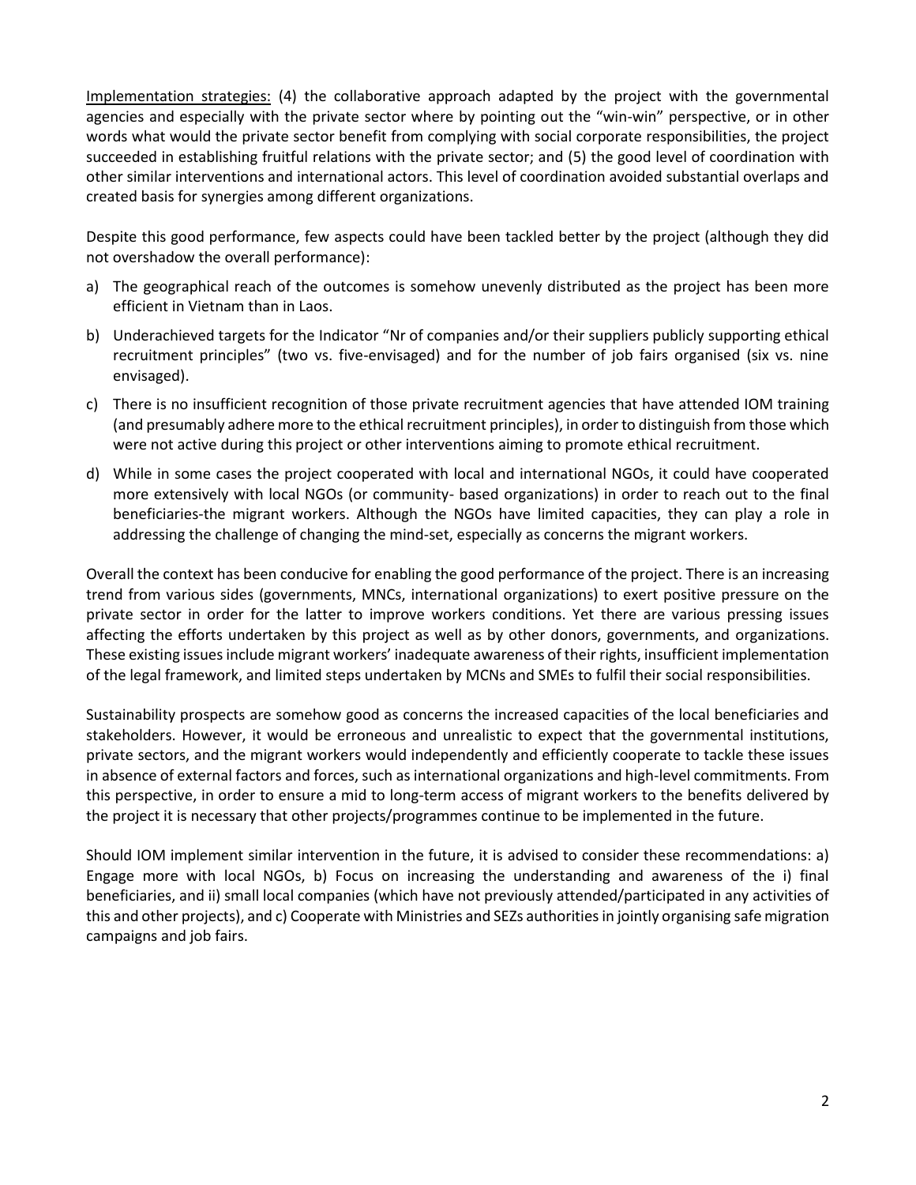<u>Implementation strategies:</u> (4) the collaborative approach adapted by the project with the governmental agencies and especially with the private sector where by pointing out the "win-win" perspective, or in other words what would the private sector benefit from complying with social corporate responsibilities, the project succeeded in establishing fruitful relations with the private sector; and (5) the good level of coordination with other similar interventions and international actors. This level of coordination avoided substantial overlaps and created basis for synergies among different organizations.

Despite this good performance, few aspects could have been tackled better by the project (although they did not overshadow the overall performance):

a) The geographical reach of the outcomes is somehow unevenly distributed as the project has been more efficient in Vietnam than in Laos.

b) Underachieved targets for the Indicator "Nr of companies and/or their suppliers publicly supporting ethical recruitment principles" (two vs. five-envisaged) and for the number of job fairs organised (six vs. nine envisaged).

c) There is no insufficient recognition of those private recruitment agencies that have attended IOM training (and presumably adhere more to the ethical recruitment principles), in order to distinguish from those which were not active during this project or other interventions aiming to promote ethical recruitment.

d) While in some cases the project cooperated with local and international NGOs, it could have cooperated more extensively with local NGOs (or community- based organizations) in order to reach out to the final beneficiaries-the migrant workers. Although the NGOs have limited capacities, they can play a role in addressing the challenge of changing the mind-set, especially as concerns the migrant workers.

Overall the context has been conducive for enabling the good performance of the project. There is an increasing trend from various sides (governments, MNCs, international organizations) to exert positive pressure on the private sector in order for the latter to improve workers conditions. Yet there are various pressing issues affecting the efforts undertaken by this project as well as by other donors, governments, and organizations. These existing issues include migrant workers' inadequate awareness of their rights, insufficient implementation of the legal framework, and limited steps undertaken by MCNs and SMEs to fulfil their social responsibilities.

Sustainability prospects are somehow good as concerns the increased capacities of the local beneficiaries and stakeholders. However, it would be erroneous and unrealistic to expect that the governmental institutions, private sectors, and the migrant workers would independently and efficiently cooperate to tackle these issues in absence of external factors and forces, such as international organizations and high-level commitments. From this perspective, in order to ensure a mid to long-term access of migrant workers to the benefits delivered by the project it is necessary that other projects/programmes continue to be implemented in the future.

Should IOM implement similar intervention in the future, it is advised to consider these recommendations: a) Engage more with local NGOs, b) Focus on increasing the understanding and awareness of the i) final beneficiaries, and ii) small local companies (which have not previously attended/participated in any activities of this and other projects), and c) Cooperate with Ministries and SEZs authorities in jointly organising safe migration campaigns and job fairs.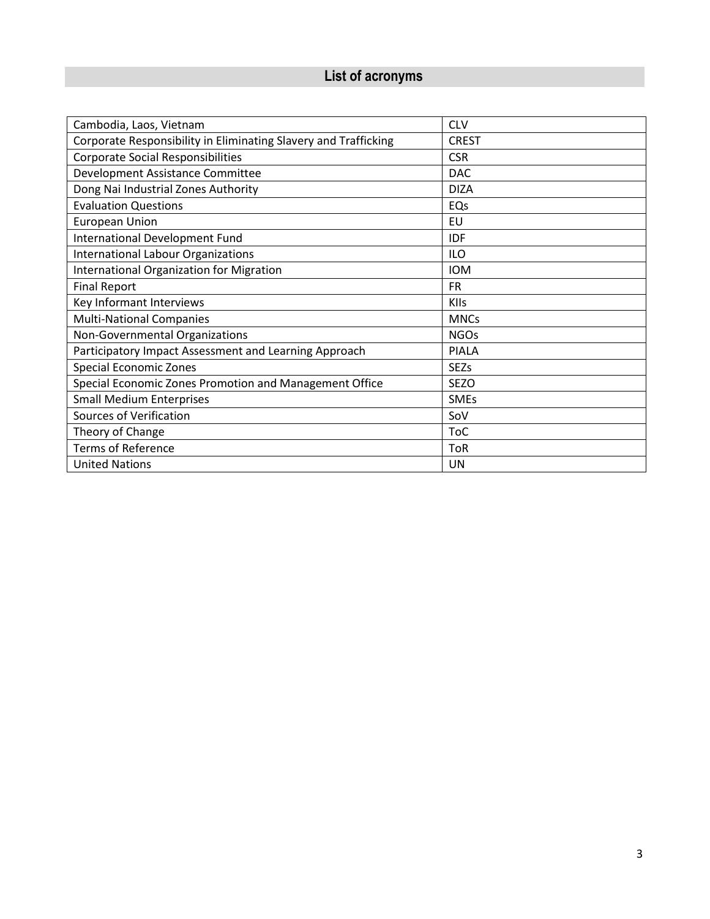## List of acronyms

| | |
|---|---|
| Cambodia, Laos, Vietnam | CLV |
| Corporate Responsibility in Eliminating Slavery and Trafficking | CREST |
| Corporate Social Responsibilities | CSR |
| Development Assistance Committee | DAC |
| Dong Nai Industrial Zones Authority | DIZA |
| Evaluation Questions | EQs |
| European Union | EU |
| International Development Fund | IDF |
| International Labour Organizations | ILO |
| International Organization for Migration | IOM |
| Final Report | FR |
| Key Informant Interviews | KIIs |
| Multi-National Companies | MNCs |
| Non-Governmental Organizations | NGOs |
| Participatory Impact Assessment and Learning Approach | PIALA |
| Special Economic Zones | SEZs |
| Special Economic Zones Promotion and Management Office | SEZO |
| Small Medium Enterprises | SMEs |
| Sources of Verification | SoV |
| Theory of Change | ToC |
| Terms of Reference | ToR |
| United Nations | UN |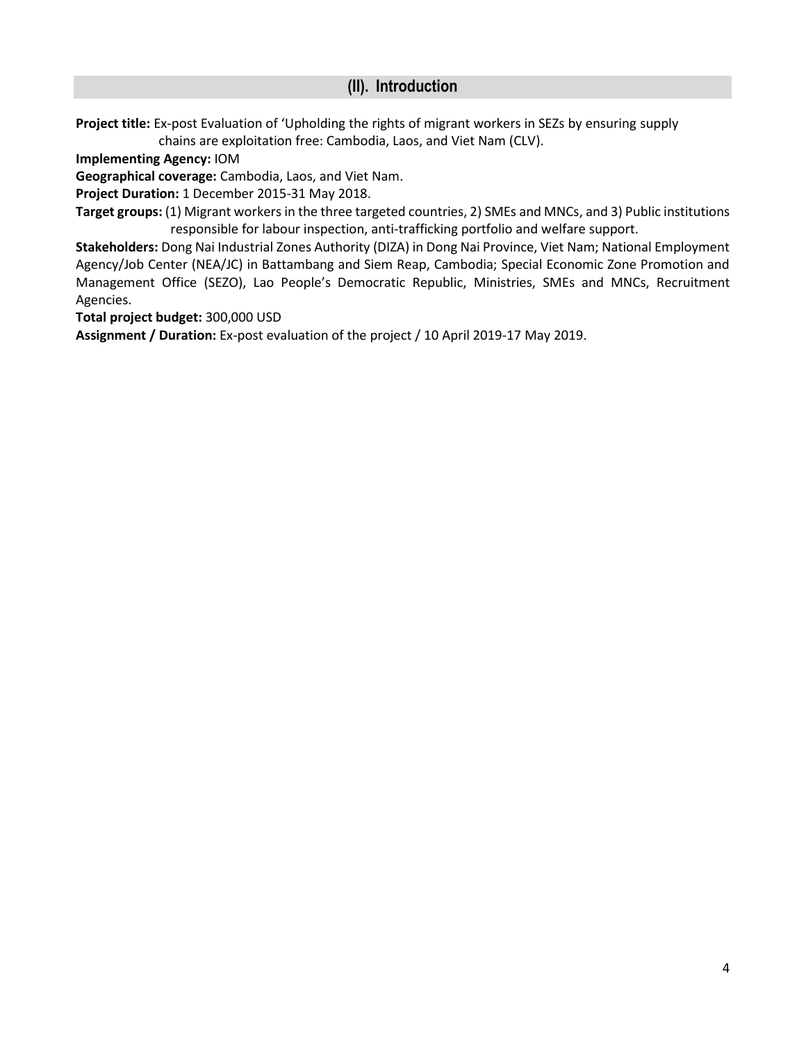## (II). Introduction

**Project title:** Ex-post Evaluation of 'Upholding the rights of migrant workers in SEZs by ensuring supply chains are exploitation free: Cambodia, Laos, and Viet Nam (CLV).

**Implementing Agency:** IOM

**Geographical coverage:** Cambodia, Laos, and Viet Nam.

**Project Duration:** 1 December 2015-31 May 2018.

**Target groups:** (1) Migrant workers in the three targeted countries, 2) SMEs and MNCs, and 3) Public institutions responsible for labour inspection, anti-trafficking portfolio and welfare support.

**Stakeholders:** Dong Nai Industrial Zones Authority (DIZA) in Dong Nai Province, Viet Nam; National Employment Agency/Job Center (NEA/JC) in Battambang and Siem Reap, Cambodia; Special Economic Zone Promotion and Management Office (SEZO), Lao People's Democratic Republic, Ministries, SMEs and MNCs, Recruitment Agencies.

**Total project budget:** 300,000 USD

**Assignment / Duration:** Ex-post evaluation of the project / 10 April 2019-17 May 2019.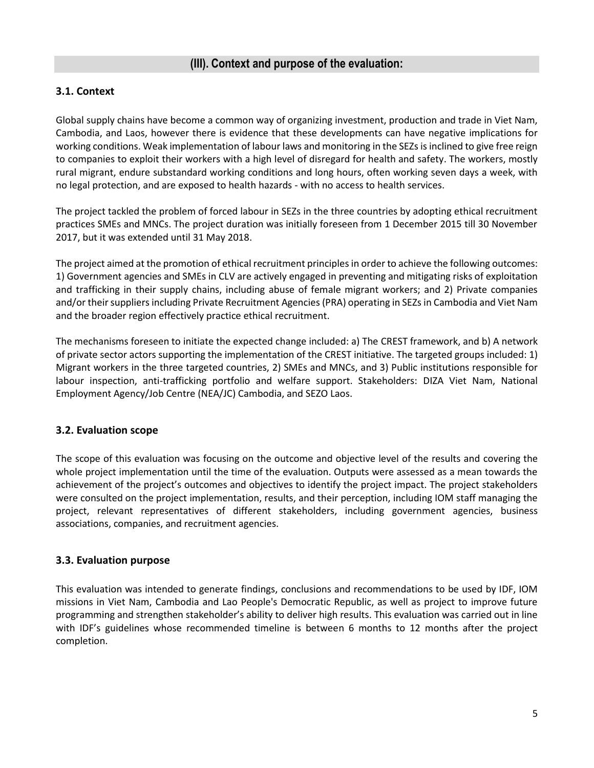## (III). Context and purpose of the evaluation:

### 3.1. Context

Global supply chains have become a common way of organizing investment, production and trade in Viet Nam, Cambodia, and Laos, however there is evidence that these developments can have negative implications for working conditions. Weak implementation of labour laws and monitoring in the SEZs is inclined to give free reign to companies to exploit their workers with a high level of disregard for health and safety. The workers, mostly rural migrant, endure substandard working conditions and long hours, often working seven days a week, with no legal protection, and are exposed to health hazards - with no access to health services.

The project tackled the problem of forced labour in SEZs in the three countries by adopting ethical recruitment practices SMEs and MNCs. The project duration was initially foreseen from 1 December 2015 till 30 November 2017, but it was extended until 31 May 2018.

The project aimed at the promotion of ethical recruitment principles in order to achieve the following outcomes: 1) Government agencies and SMEs in CLV are actively engaged in preventing and mitigating risks of exploitation and trafficking in their supply chains, including abuse of female migrant workers; and 2) Private companies and/or their suppliers including Private Recruitment Agencies (PRA) operating in SEZs in Cambodia and Viet Nam and the broader region effectively practice ethical recruitment.

The mechanisms foreseen to initiate the expected change included: a) The CREST framework, and b) A network of private sector actors supporting the implementation of the CREST initiative. The targeted groups included: 1) Migrant workers in the three targeted countries, 2) SMEs and MNCs, and 3) Public institutions responsible for labour inspection, anti-trafficking portfolio and welfare support. Stakeholders: DIZA Viet Nam, National Employment Agency/Job Centre (NEA/JC) Cambodia, and SEZO Laos.

### 3.2. Evaluation scope

The scope of this evaluation was focusing on the outcome and objective level of the results and covering the whole project implementation until the time of the evaluation. Outputs were assessed as a mean towards the achievement of the project's outcomes and objectives to identify the project impact. The project stakeholders were consulted on the project implementation, results, and their perception, including IOM staff managing the project, relevant representatives of different stakeholders, including government agencies, business associations, companies, and recruitment agencies.

### 3.3. Evaluation purpose

This evaluation was intended to generate findings, conclusions and recommendations to be used by IDF, IOM missions in Viet Nam, Cambodia and Lao People's Democratic Republic, as well as project to improve future programming and strengthen stakeholder's ability to deliver high results. This evaluation was carried out in line with IDF's guidelines whose recommended timeline is between 6 months to 12 months after the project completion.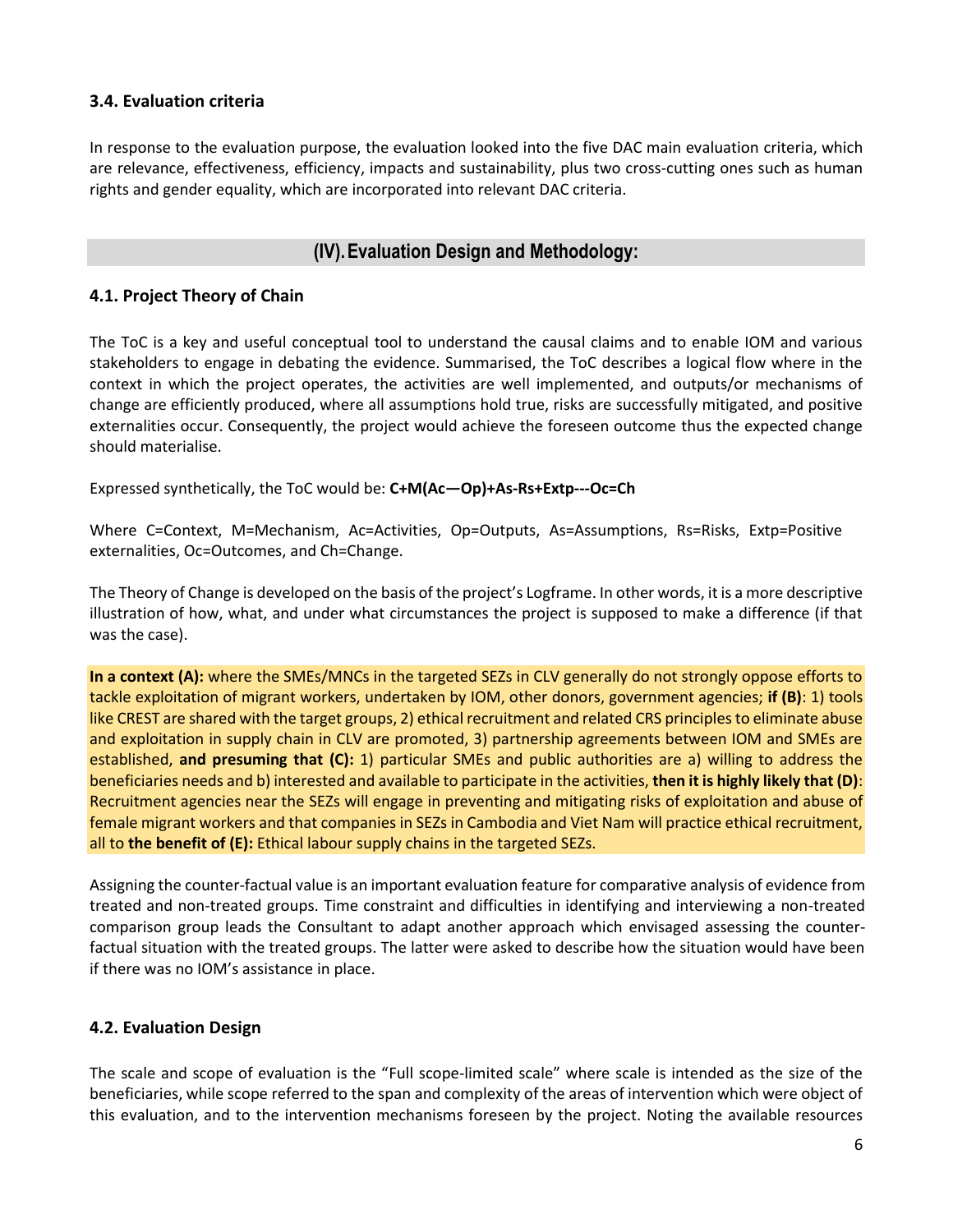### 3.4. Evaluation criteria

In response to the evaluation purpose, the evaluation looked into the five DAC main evaluation criteria, which are relevance, effectiveness, efficiency, impacts and sustainability, plus two cross-cutting ones such as human rights and gender equality, which are incorporated into relevant DAC criteria.

## (IV). Evaluation Design and Methodology:

### 4.1. Project Theory of Chain

The ToC is a key and useful conceptual tool to understand the causal claims and to enable IOM and various stakeholders to engage in debating the evidence. Summarised, the ToC describes a logical flow where in the context in which the project operates, the activities are well implemented, and outputs/or mechanisms of change are efficiently produced, where all assumptions hold true, risks are successfully mitigated, and positive externalities occur. Consequently, the project would achieve the foreseen outcome thus the expected change should materialise.

Expressed synthetically, the ToC would be: **C+M(Ac—Op)+As-Rs+Extp---Oc=Ch**

Where C=Context, M=Mechanism, Ac=Activities, Op=Outputs, As=Assumptions, Rs=Risks, Extp=Positive externalities, Oc=Outcomes, and Ch=Change.

The Theory of Change is developed on the basis of the project's Logframe. In other words, it is a more descriptive illustration of how, what, and under what circumstances the project is supposed to make a difference (if that was the case).

**In a context (A):** where the SMEs/MNCs in the targeted SEZs in CLV generally do not strongly oppose efforts to tackle exploitation of migrant workers, undertaken by IOM, other donors, government agencies; **if (B)**: 1) tools like CREST are shared with the target groups, 2) ethical recruitment and related CRS principles to eliminate abuse and exploitation in supply chain in CLV are promoted, 3) partnership agreements between IOM and SMEs are established, **and presuming that (C):** 1) particular SMEs and public authorities are a) willing to address the beneficiaries needs and b) interested and available to participate in the activities, **then it is highly likely that (D)**: Recruitment agencies near the SEZs will engage in preventing and mitigating risks of exploitation and abuse of female migrant workers and that companies in SEZs in Cambodia and Viet Nam will practice ethical recruitment, all to **the benefit of (E):** Ethical labour supply chains in the targeted SEZs.

Assigning the counter-factual value is an important evaluation feature for comparative analysis of evidence from treated and non-treated groups. Time constraint and difficulties in identifying and interviewing a non-treated comparison group leads the Consultant to adapt another approach which envisaged assessing the counter-factual situation with the treated groups. The latter were asked to describe how the situation would have been if there was no IOM's assistance in place.

### 4.2. Evaluation Design

The scale and scope of evaluation is the "Full scope-limited scale" where scale is intended as the size of the beneficiaries, while scope referred to the span and complexity of the areas of intervention which were object of this evaluation, and to the intervention mechanisms foreseen by the project. Noting the available resources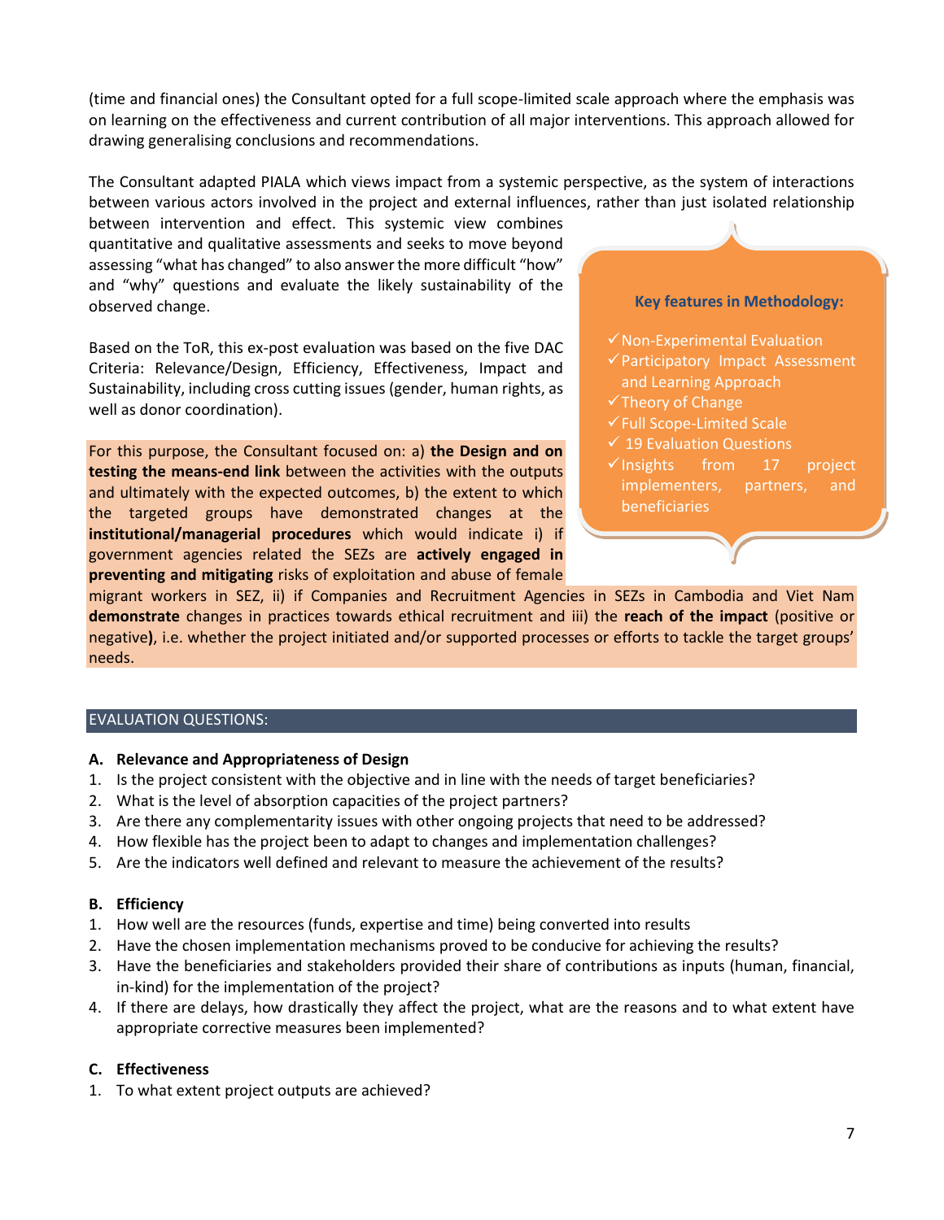(time and financial ones) the Consultant opted for a full scope-limited scale approach where the emphasis was on learning on the effectiveness and current contribution of all major interventions. This approach allowed for drawing generalising conclusions and recommendations.

The Consultant adapted PIALA which views impact from a systemic perspective, as the system of interactions between various actors involved in the project and external influences, rather than just isolated relationship between intervention and effect. This systemic view combines quantitative and qualitative assessments and seeks to move beyond assessing "what has changed" to also answer the more difficult "how" and "why" questions and evaluate the likely sustainability of the observed change.

Based on the ToR, this ex-post evaluation was based on the five DAC Criteria: Relevance/Design, Efficiency, Effectiveness, Impact and Sustainability, including cross cutting issues (gender, human rights, as well as donor coordination).

**Key features in Methodology:**

- ✓ Non-Experimental Evaluation
- ✓ Participatory Impact Assessment and Learning Approach
- ✓ Theory of Change
- ✓ Full Scope-Limited Scale
- ✓ 19 Evaluation Questions
- ✓ Insights from 17 project implementers, partners, and beneficiaries

For this purpose, the Consultant focused on: a) **the Design and on testing the means-end link** between the activities with the outputs and ultimately with the expected outcomes, b) the extent to which the targeted groups have demonstrated changes at the **institutional/managerial procedures** which would indicate i) if government agencies related the SEZs are **actively engaged in preventing and mitigating** risks of exploitation and abuse of female migrant workers in SEZ, ii) if Companies and Recruitment Agencies in SEZs in Cambodia and Viet Nam **demonstrate** changes in practices towards ethical recruitment and iii) the **reach of the impact** (positive or negative**)**, i.e. whether the project initiated and/or supported processes or efforts to tackle the target groups' needs.

## EVALUATION QUESTIONS:

**A. Relevance and Appropriateness of Design**

1. Is the project consistent with the objective and in line with the needs of target beneficiaries?
2. What is the level of absorption capacities of the project partners?
3. Are there any complementarity issues with other ongoing projects that need to be addressed?
4. How flexible has the project been to adapt to changes and implementation challenges?
5. Are the indicators well defined and relevant to measure the achievement of the results?

**B. Efficiency**

1. How well are the resources (funds, expertise and time) being converted into results
2. Have the chosen implementation mechanisms proved to be conducive for achieving the results?
3. Have the beneficiaries and stakeholders provided their share of contributions as inputs (human, financial, in-kind) for the implementation of the project?
4. If there are delays, how drastically they affect the project, what are the reasons and to what extent have appropriate corrective measures been implemented?

**C. Effectiveness**

1. To what extent project outputs are achieved?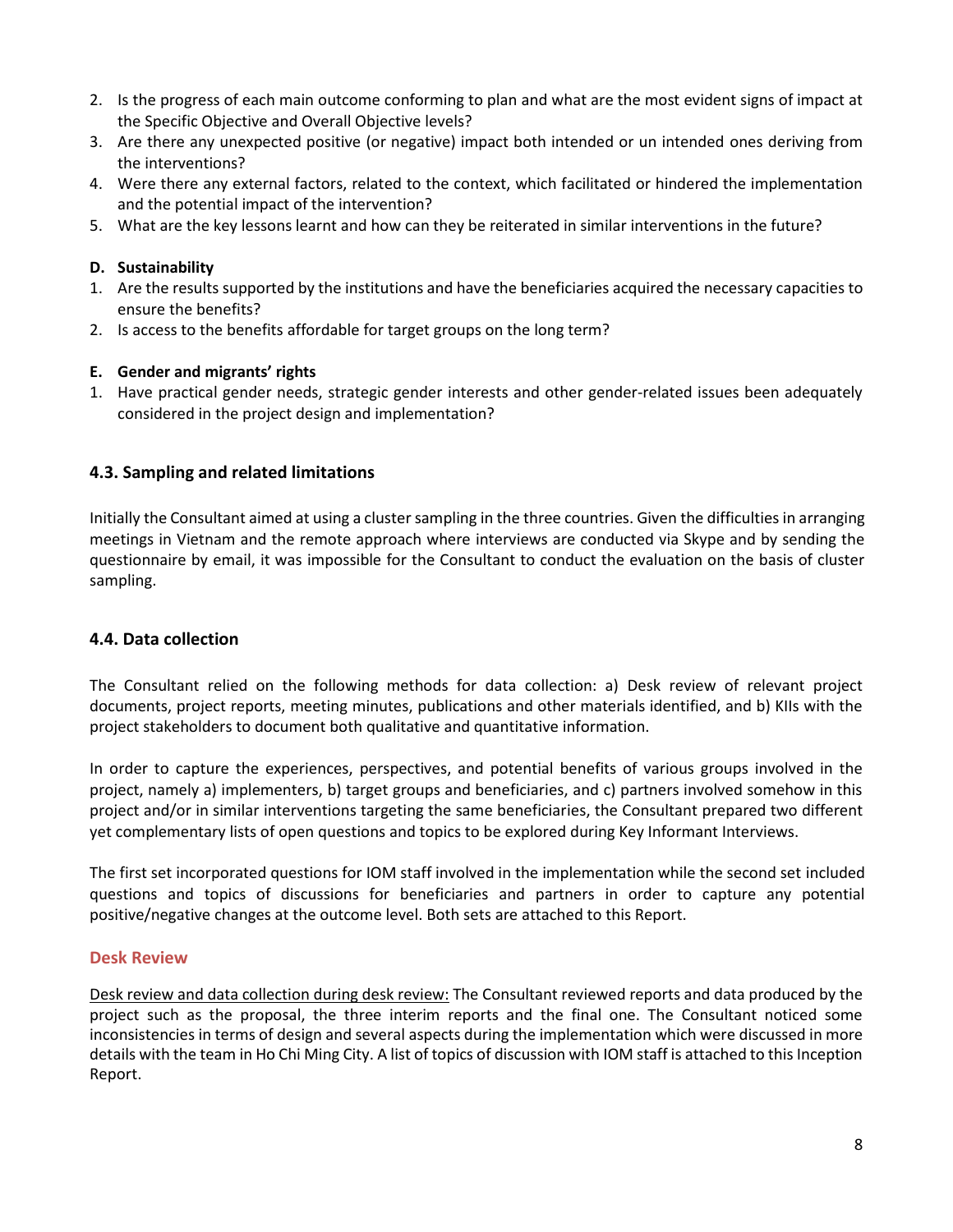2. Is the progress of each main outcome conforming to plan and what are the most evident signs of impact at the Specific Objective and Overall Objective levels?
3. Are there any unexpected positive (or negative) impact both intended or un intended ones deriving from the interventions?
4. Were there any external factors, related to the context, which facilitated or hindered the implementation and the potential impact of the intervention?
5. What are the key lessons learnt and how can they be reiterated in similar interventions in the future?

**D. Sustainability**

1. Are the results supported by the institutions and have the beneficiaries acquired the necessary capacities to ensure the benefits?
2. Is access to the benefits affordable for target groups on the long term?

**E. Gender and migrants' rights**

1. Have practical gender needs, strategic gender interests and other gender-related issues been adequately considered in the project design and implementation?

### 4.3. Sampling and related limitations

Initially the Consultant aimed at using a cluster sampling in the three countries. Given the difficulties in arranging meetings in Vietnam and the remote approach where interviews are conducted via Skype and by sending the questionnaire by email, it was impossible for the Consultant to conduct the evaluation on the basis of cluster sampling.

### 4.4. Data collection

The Consultant relied on the following methods for data collection: a) Desk review of relevant project documents, project reports, meeting minutes, publications and other materials identified, and b) KIIs with the project stakeholders to document both qualitative and quantitative information.

In order to capture the experiences, perspectives, and potential benefits of various groups involved in the project, namely a) implementers, b) target groups and beneficiaries, and c) partners involved somehow in this project and/or in similar interventions targeting the same beneficiaries, the Consultant prepared two different yet complementary lists of open questions and topics to be explored during Key Informant Interviews.

The first set incorporated questions for IOM staff involved in the implementation while the second set included questions and topics of discussions for beneficiaries and partners in order to capture any potential positive/negative changes at the outcome level. Both sets are attached to this Report.

#### Desk Review

Desk review and data collection during desk review: The Consultant reviewed reports and data produced by the project such as the proposal, the three interim reports and the final one. The Consultant noticed some inconsistencies in terms of design and several aspects during the implementation which were discussed in more details with the team in Ho Chi Ming City. A list of topics of discussion with IOM staff is attached to this Inception Report.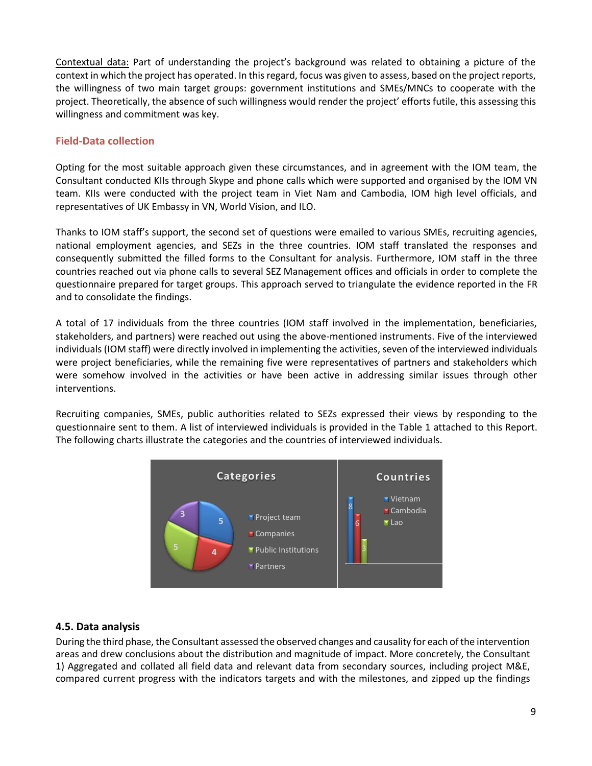Contextual data: Part of understanding the project's background was related to obtaining a picture of the context in which the project has operated. In this regard, focus was given to assess, based on the project reports, the willingness of two main target groups: government institutions and SMEs/MNCs to cooperate with the project. Theoretically, the absence of such willingness would render the project' efforts futile, this assessing this willingness and commitment was key.

### Field-Data collection

Opting for the most suitable approach given these circumstances, and in agreement with the IOM team, the Consultant conducted KIIs through Skype and phone calls which were supported and organised by the IOM VN team. KIIs were conducted with the project team in Viet Nam and Cambodia, IOM high level officials, and representatives of UK Embassy in VN, World Vision, and ILO.

Thanks to IOM staff's support, the second set of questions were emailed to various SMEs, recruiting agencies, national employment agencies, and SEZs in the three countries. IOM staff translated the responses and consequently submitted the filled forms to the Consultant for analysis. Furthermore, IOM staff in the three countries reached out via phone calls to several SEZ Management offices and officials in order to complete the questionnaire prepared for target groups. This approach served to triangulate the evidence reported in the FR and to consolidate the findings.

A total of 17 individuals from the three countries (IOM staff involved in the implementation, beneficiaries, stakeholders, and partners) were reached out using the above-mentioned instruments. Five of the interviewed individuals (IOM staff) were directly involved in implementing the activities, seven of the interviewed individuals were project beneficiaries, while the remaining five were representatives of partners and stakeholders which were somehow involved in the activities or have been active in addressing similar issues through other interventions.

Recruiting companies, SMEs, public authorities related to SEZs expressed their views by responding to the questionnaire sent to them. A list of interviewed individuals is provided in the Table 1 attached to this Report. The following charts illustrate the categories and the countries of interviewed individuals.

**Categories**

| Category | Number |
|---|---|
| Project team | 5 |
| Companies | 4 |
| Public Institutions | 5 |
| Partners | 3 |

**Countries**

| Country | Number |
|---|---|
| Vietnam | 8 |
| Cambodia | 6 |
| Lao | 3 |

## 4.5. Data analysis

During the third phase, the Consultant assessed the observed changes and causality for each of the intervention areas and drew conclusions about the distribution and magnitude of impact. More concretely, the Consultant 1) Aggregated and collated all field data and relevant data from secondary sources, including project M&E, compared current progress with the indicators targets and with the milestones, and zipped up the findings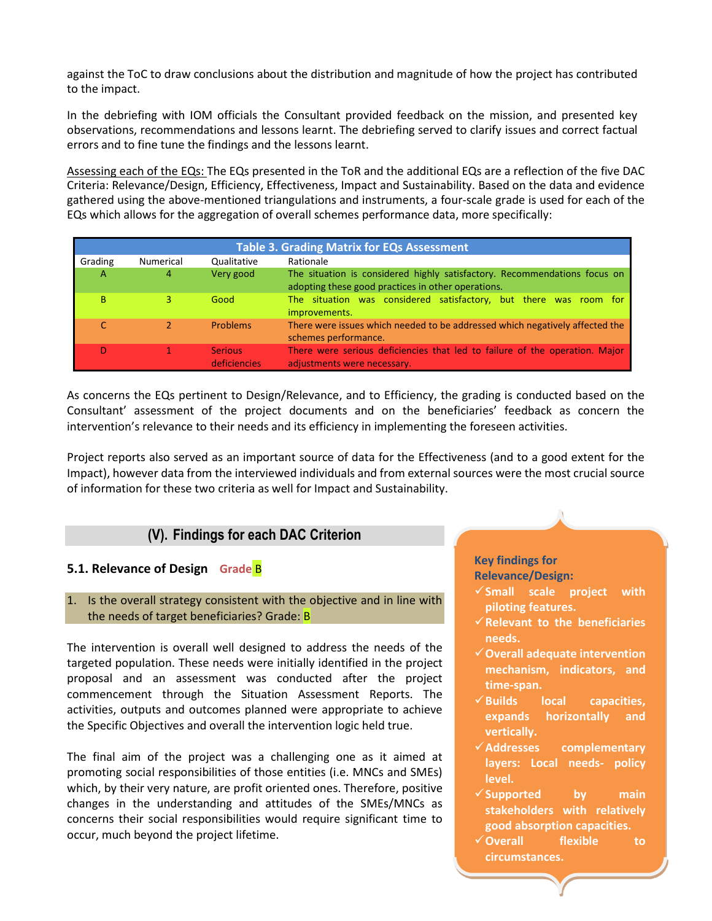against the ToC to draw conclusions about the distribution and magnitude of how the project has contributed to the impact.

In the debriefing with IOM officials the Consultant provided feedback on the mission, and presented key observations, recommendations and lessons learnt. The debriefing served to clarify issues and correct factual errors and to fine tune the findings and the lessons learnt.

Assessing each of the EQs: The EQs presented in the ToR and the additional EQs are a reflection of the five DAC Criteria: Relevance/Design, Efficiency, Effectiveness, Impact and Sustainability. Based on the data and evidence gathered using the above-mentioned triangulations and instruments, a four-scale grade is used for each of the EQs which allows for the aggregation of overall schemes performance data, more specifically:

**Table 3. Grading Matrix for EQs Assessment**

| Grading | Numerical | Qualitative | Rationale |
|---|---|---|---|
| A | 4 | Very good | The situation is considered highly satisfactory. Recommendations focus on adopting these good practices in other operations. |
| B | 3 | Good | The situation was considered satisfactory, but there was room for improvements. |
| C | 2 | Problems | There were issues which needed to be addressed which negatively affected the schemes performance. |
| D | 1 | Serious deficiencies | There were serious deficiencies that led to failure of the operation. Major adjustments were necessary. |

As concerns the EQs pertinent to Design/Relevance, and to Efficiency, the grading is conducted based on the Consultant' assessment of the project documents and on the beneficiaries' feedback as concern the intervention's relevance to their needs and its efficiency in implementing the foreseen activities.

Project reports also served as an important source of data for the Effectiveness (and to a good extent for the Impact), however data from the interviewed individuals and from external sources were the most crucial source of information for these two criteria as well for Impact and Sustainability.

## (V). Findings for each DAC Criterion

### 5.1. Relevance of Design Grade B

1. Is the overall strategy consistent with the objective and in line with the needs of target beneficiaries? Grade: B

The intervention is overall well designed to address the needs of the targeted population. These needs were initially identified in the project proposal and an assessment was conducted after the project commencement through the Situation Assessment Reports. The activities, outputs and outcomes planned were appropriate to achieve the Specific Objectives and overall the intervention logic held true.

The final aim of the project was a challenging one as it aimed at promoting social responsibilities of those entities (i.e. MNCs and SMEs) which, by their very nature, are profit oriented ones. Therefore, positive changes in the understanding and attitudes of the SMEs/MNCs as concerns their social responsibilities would require significant time to occur, much beyond the project lifetime.

**Key findings for Relevance/Design:**

- ✓ Small scale project with piloting features.
- ✓ Relevant to the beneficiaries needs.
- ✓ Overall adequate intervention mechanism, indicators, and time-span.
- ✓ Builds local capacities, expands horizontally and vertically.
- ✓ Addresses complementary layers: Local needs- policy level.
- ✓ Supported by main stakeholders with relatively good absorption capacities.
- ✓ Overall flexible to circumstances.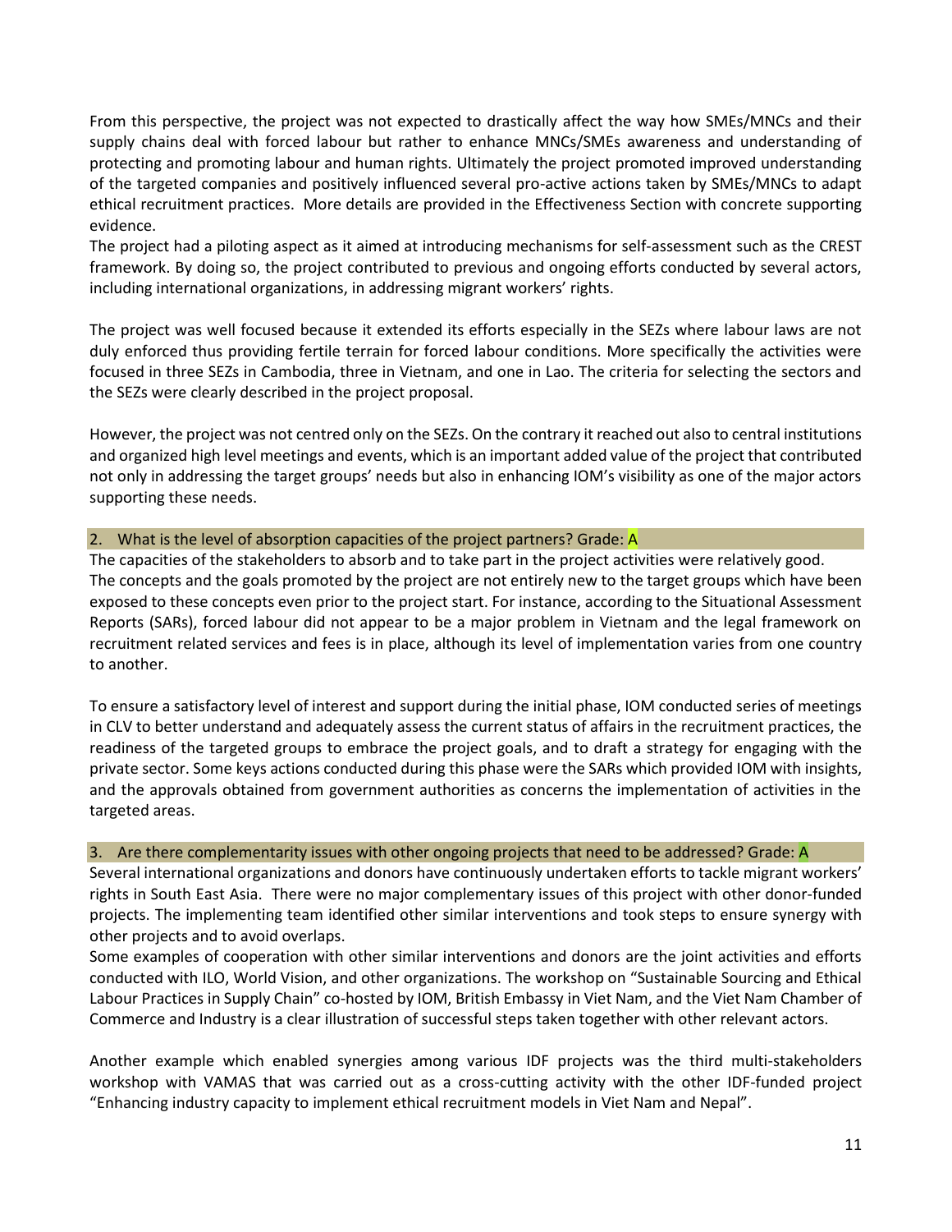From this perspective, the project was not expected to drastically affect the way how SMEs/MNCs and their supply chains deal with forced labour but rather to enhance MNCs/SMEs awareness and understanding of protecting and promoting labour and human rights. Ultimately the project promoted improved understanding of the targeted companies and positively influenced several pro-active actions taken by SMEs/MNCs to adapt ethical recruitment practices. More details are provided in the Effectiveness Section with concrete supporting evidence.

The project had a piloting aspect as it aimed at introducing mechanisms for self-assessment such as the CREST framework. By doing so, the project contributed to previous and ongoing efforts conducted by several actors, including international organizations, in addressing migrant workers' rights.

The project was well focused because it extended its efforts especially in the SEZs where labour laws are not duly enforced thus providing fertile terrain for forced labour conditions. More specifically the activities were focused in three SEZs in Cambodia, three in Vietnam, and one in Lao. The criteria for selecting the sectors and the SEZs were clearly described in the project proposal.

However, the project was not centred only on the SEZs. On the contrary it reached out also to central institutions and organized high level meetings and events, which is an important added value of the project that contributed not only in addressing the target groups' needs but also in enhancing IOM's visibility as one of the major actors supporting these needs.

### 2. What is the level of absorption capacities of the project partners? Grade: A

The capacities of the stakeholders to absorb and to take part in the project activities were relatively good. The concepts and the goals promoted by the project are not entirely new to the target groups which have been exposed to these concepts even prior to the project start. For instance, according to the Situational Assessment Reports (SARs), forced labour did not appear to be a major problem in Vietnam and the legal framework on recruitment related services and fees is in place, although its level of implementation varies from one country to another.

To ensure a satisfactory level of interest and support during the initial phase, IOM conducted series of meetings in CLV to better understand and adequately assess the current status of affairs in the recruitment practices, the readiness of the targeted groups to embrace the project goals, and to draft a strategy for engaging with the private sector. Some keys actions conducted during this phase were the SARs which provided IOM with insights, and the approvals obtained from government authorities as concerns the implementation of activities in the targeted areas.

### 3. Are there complementarity issues with other ongoing projects that need to be addressed? Grade: A

Several international organizations and donors have continuously undertaken efforts to tackle migrant workers' rights in South East Asia. There were no major complementary issues of this project with other donor-funded projects. The implementing team identified other similar interventions and took steps to ensure synergy with other projects and to avoid overlaps.

Some examples of cooperation with other similar interventions and donors are the joint activities and efforts conducted with ILO, World Vision, and other organizations. The workshop on "Sustainable Sourcing and Ethical Labour Practices in Supply Chain" co-hosted by IOM, British Embassy in Viet Nam, and the Viet Nam Chamber of Commerce and Industry is a clear illustration of successful steps taken together with other relevant actors.

Another example which enabled synergies among various IDF projects was the third multi-stakeholders workshop with VAMAS that was carried out as a cross-cutting activity with the other IDF-funded project "Enhancing industry capacity to implement ethical recruitment models in Viet Nam and Nepal".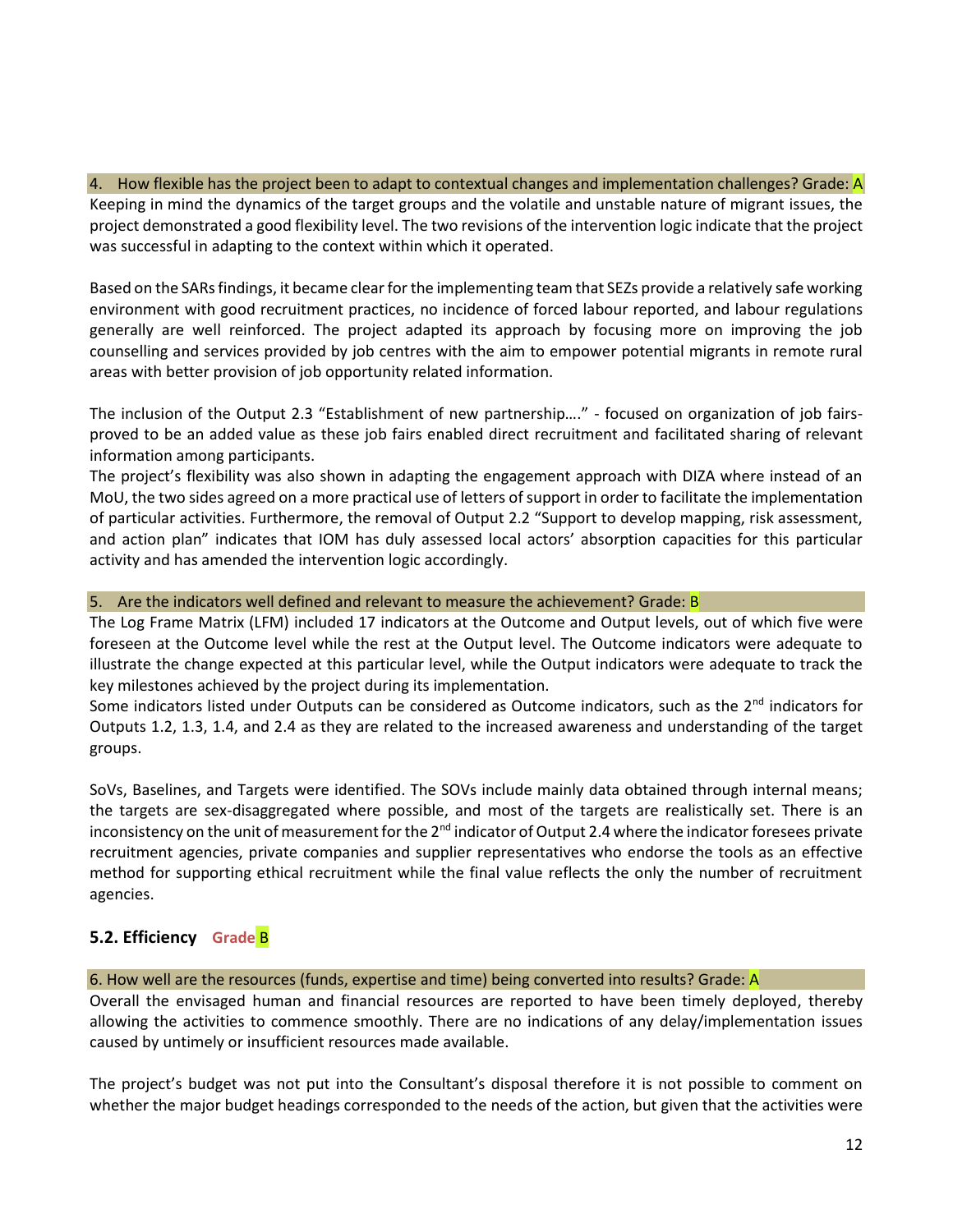4. How flexible has the project been to adapt to contextual changes and implementation challenges? Grade: A

Keeping in mind the dynamics of the target groups and the volatile and unstable nature of migrant issues, the project demonstrated a good flexibility level. The two revisions of the intervention logic indicate that the project was successful in adapting to the context within which it operated.

Based on the SARs findings, it became clear for the implementing team that SEZs provide a relatively safe working environment with good recruitment practices, no incidence of forced labour reported, and labour regulations generally are well reinforced. The project adapted its approach by focusing more on improving the job counselling and services provided by job centres with the aim to empower potential migrants in remote rural areas with better provision of job opportunity related information.

The inclusion of the Output 2.3 "Establishment of new partnership…." - focused on organization of job fairs- proved to be an added value as these job fairs enabled direct recruitment and facilitated sharing of relevant information among participants.

The project's flexibility was also shown in adapting the engagement approach with DIZA where instead of an MoU, the two sides agreed on a more practical use of letters of support in order to facilitate the implementation of particular activities. Furthermore, the removal of Output 2.2 "Support to develop mapping, risk assessment, and action plan" indicates that IOM has duly assessed local actors' absorption capacities for this particular activity and has amended the intervention logic accordingly.

5. Are the indicators well defined and relevant to measure the achievement? Grade: B

The Log Frame Matrix (LFM) included 17 indicators at the Outcome and Output levels, out of which five were foreseen at the Outcome level while the rest at the Output level. The Outcome indicators were adequate to illustrate the change expected at this particular level, while the Output indicators were adequate to track the key milestones achieved by the project during its implementation.

Some indicators listed under Outputs can be considered as Outcome indicators, such as the 2nd indicators for Outputs 1.2, 1.3, 1.4, and 2.4 as they are related to the increased awareness and understanding of the target groups.

SoVs, Baselines, and Targets were identified. The SOVs include mainly data obtained through internal means; the targets are sex-disaggregated where possible, and most of the targets are realistically set. There is an inconsistency on the unit of measurement for the 2nd indicator of Output 2.4 where the indicator foresees private recruitment agencies, private companies and supplier representatives who endorse the tools as an effective method for supporting ethical recruitment while the final value reflects the only the number of recruitment agencies.

### 5.2. Efficiency Grade B

6. How well are the resources (funds, expertise and time) being converted into results? Grade: A

Overall the envisaged human and financial resources are reported to have been timely deployed, thereby allowing the activities to commence smoothly. There are no indications of any delay/implementation issues caused by untimely or insufficient resources made available.

The project's budget was not put into the Consultant's disposal therefore it is not possible to comment on whether the major budget headings corresponded to the needs of the action, but given that the activities were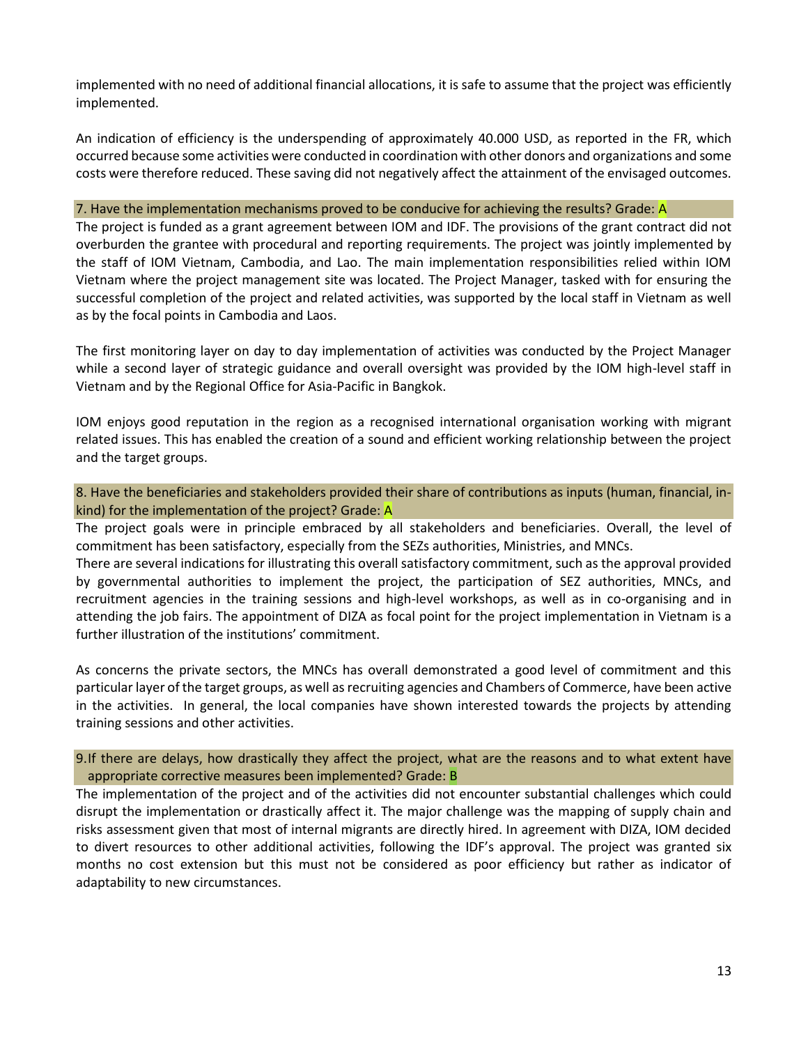implemented with no need of additional financial allocations, it is safe to assume that the project was efficiently implemented.

An indication of efficiency is the underspending of approximately 40.000 USD, as reported in the FR, which occurred because some activities were conducted in coordination with other donors and organizations and some costs were therefore reduced. These saving did not negatively affect the attainment of the envisaged outcomes.

#### 7. Have the implementation mechanisms proved to be conducive for achieving the results? Grade: A

The project is funded as a grant agreement between IOM and IDF. The provisions of the grant contract did not overburden the grantee with procedural and reporting requirements. The project was jointly implemented by the staff of IOM Vietnam, Cambodia, and Lao. The main implementation responsibilities relied within IOM Vietnam where the project management site was located. The Project Manager, tasked with for ensuring the successful completion of the project and related activities, was supported by the local staff in Vietnam as well as by the focal points in Cambodia and Laos.

The first monitoring layer on day to day implementation of activities was conducted by the Project Manager while a second layer of strategic guidance and overall oversight was provided by the IOM high-level staff in Vietnam and by the Regional Office for Asia-Pacific in Bangkok.

IOM enjoys good reputation in the region as a recognised international organisation working with migrant related issues. This has enabled the creation of a sound and efficient working relationship between the project and the target groups.

#### 8. Have the beneficiaries and stakeholders provided their share of contributions as inputs (human, financial, in-kind) for the implementation of the project? Grade: A

The project goals were in principle embraced by all stakeholders and beneficiaries. Overall, the level of commitment has been satisfactory, especially from the SEZs authorities, Ministries, and MNCs.

There are several indications for illustrating this overall satisfactory commitment, such as the approval provided by governmental authorities to implement the project, the participation of SEZ authorities, MNCs, and recruitment agencies in the training sessions and high-level workshops, as well as in co-organising and in attending the job fairs. The appointment of DIZA as focal point for the project implementation in Vietnam is a further illustration of the institutions' commitment.

As concerns the private sectors, the MNCs has overall demonstrated a good level of commitment and this particular layer of the target groups, as well as recruiting agencies and Chambers of Commerce, have been active in the activities. In general, the local companies have shown interested towards the projects by attending training sessions and other activities.

#### 9. If there are delays, how drastically they affect the project, what are the reasons and to what extent have appropriate corrective measures been implemented? Grade: B

The implementation of the project and of the activities did not encounter substantial challenges which could disrupt the implementation or drastically affect it. The major challenge was the mapping of supply chain and risks assessment given that most of internal migrants are directly hired. In agreement with DIZA, IOM decided to divert resources to other additional activities, following the IDF's approval. The project was granted six months no cost extension but this must not be considered as poor efficiency but rather as indicator of adaptability to new circumstances.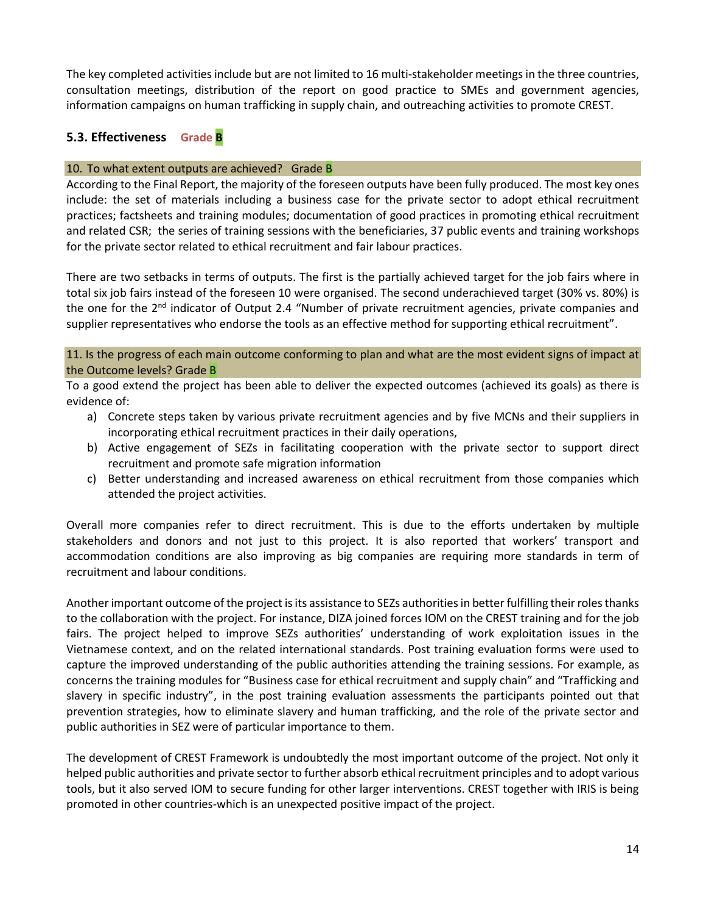The key completed activities include but are not limited to 16 multi-stakeholder meetings in the three countries, consultation meetings, distribution of the report on good practice to SMEs and government agencies, information campaigns on human trafficking in supply chain, and outreaching activities to promote CREST.

### 5.3. Effectiveness Grade B

**10. To what extent outputs are achieved? Grade B**

According to the Final Report, the majority of the foreseen outputs have been fully produced. The most key ones include: the set of materials including a business case for the private sector to adopt ethical recruitment practices; factsheets and training modules; documentation of good practices in promoting ethical recruitment and related CSR; the series of training sessions with the beneficiaries, 37 public events and training workshops for the private sector related to ethical recruitment and fair labour practices.

There are two setbacks in terms of outputs. The first is the partially achieved target for the job fairs where in total six job fairs instead of the foreseen 10 were organised. The second underachieved target (30% vs. 80%) is the one for the 2nd indicator of Output 2.4 "Number of private recruitment agencies, private companies and supplier representatives who endorse the tools as an effective method for supporting ethical recruitment".

**11. Is the progress of each main outcome conforming to plan and what are the most evident signs of impact at the Outcome levels? Grade B**

To a good extend the project has been able to deliver the expected outcomes (achieved its goals) as there is evidence of:

a) Concrete steps taken by various private recruitment agencies and by five MCNs and their suppliers in incorporating ethical recruitment practices in their daily operations,
b) Active engagement of SEZs in facilitating cooperation with the private sector to support direct recruitment and promote safe migration information
c) Better understanding and increased awareness on ethical recruitment from those companies which attended the project activities.

Overall more companies refer to direct recruitment. This is due to the efforts undertaken by multiple stakeholders and donors and not just to this project. It is also reported that workers' transport and accommodation conditions are also improving as big companies are requiring more standards in term of recruitment and labour conditions.

Another important outcome of the project is its assistance to SEZs authorities in better fulfilling their roles thanks to the collaboration with the project. For instance, DIZA joined forces IOM on the CREST training and for the job fairs. The project helped to improve SEZs authorities' understanding of work exploitation issues in the Vietnamese context, and on the related international standards. Post training evaluation forms were used to capture the improved understanding of the public authorities attending the training sessions. For example, as concerns the training modules for "Business case for ethical recruitment and supply chain" and "Trafficking and slavery in specific industry", in the post training evaluation assessments the participants pointed out that prevention strategies, how to eliminate slavery and human trafficking, and the role of the private sector and public authorities in SEZ were of particular importance to them.

The development of CREST Framework is undoubtedly the most important outcome of the project. Not only it helped public authorities and private sector to further absorb ethical recruitment principles and to adopt various tools, but it also served IOM to secure funding for other larger interventions. CREST together with IRIS is being promoted in other countries-which is an unexpected positive impact of the project.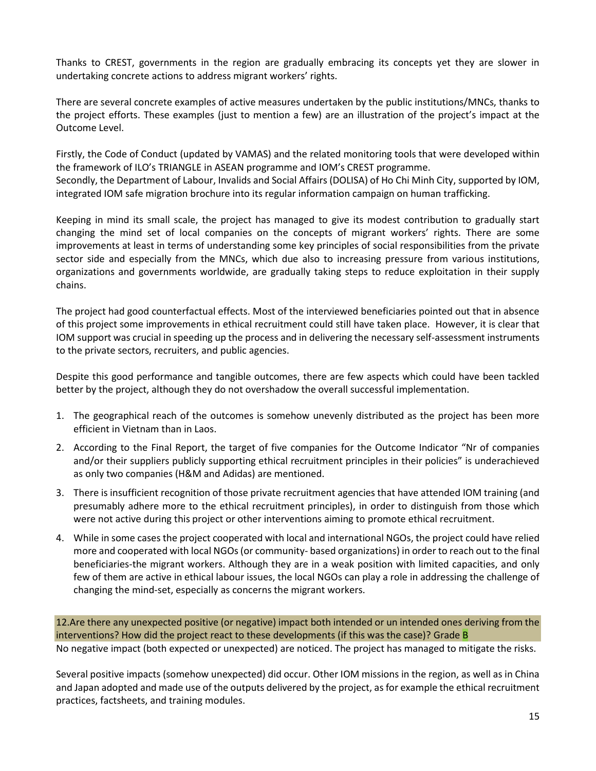Thanks to CREST, governments in the region are gradually embracing its concepts yet they are slower in undertaking concrete actions to address migrant workers' rights.

There are several concrete examples of active measures undertaken by the public institutions/MNCs, thanks to the project efforts. These examples (just to mention a few) are an illustration of the project's impact at the Outcome Level.

Firstly, the Code of Conduct (updated by VAMAS) and the related monitoring tools that were developed within the framework of ILO's TRIANGLE in ASEAN programme and IOM's CREST programme.
Secondly, the Department of Labour, Invalids and Social Affairs (DOLISA) of Ho Chi Minh City, supported by IOM, integrated IOM safe migration brochure into its regular information campaign on human trafficking.

Keeping in mind its small scale, the project has managed to give its modest contribution to gradually start changing the mind set of local companies on the concepts of migrant workers' rights. There are some improvements at least in terms of understanding some key principles of social responsibilities from the private sector side and especially from the MNCs, which due also to increasing pressure from various institutions, organizations and governments worldwide, are gradually taking steps to reduce exploitation in their supply chains.

The project had good counterfactual effects. Most of the interviewed beneficiaries pointed out that in absence of this project some improvements in ethical recruitment could still have taken place. However, it is clear that IOM support was crucial in speeding up the process and in delivering the necessary self-assessment instruments to the private sectors, recruiters, and public agencies.

Despite this good performance and tangible outcomes, there are few aspects which could have been tackled better by the project, although they do not overshadow the overall successful implementation.

1. The geographical reach of the outcomes is somehow unevenly distributed as the project has been more efficient in Vietnam than in Laos.
2. According to the Final Report, the target of five companies for the Outcome Indicator "Nr of companies and/or their suppliers publicly supporting ethical recruitment principles in their policies" is underachieved as only two companies (H&M and Adidas) are mentioned.
3. There is insufficient recognition of those private recruitment agencies that have attended IOM training (and presumably adhere more to the ethical recruitment principles), in order to distinguish from those which were not active during this project or other interventions aiming to promote ethical recruitment.
4. While in some cases the project cooperated with local and international NGOs, the project could have relied more and cooperated with local NGOs (or community- based organizations) in order to reach out to the final beneficiaries-the migrant workers. Although they are in a weak position with limited capacities, and only few of them are active in ethical labour issues, the local NGOs can play a role in addressing the challenge of changing the mind-set, especially as concerns the migrant workers.

12.Are there any unexpected positive (or negative) impact both intended or un intended ones deriving from the interventions? How did the project react to these developments (if this was the case)? Grade B

No negative impact (both expected or unexpected) are noticed. The project has managed to mitigate the risks.

Several positive impacts (somehow unexpected) did occur. Other IOM missions in the region, as well as in China and Japan adopted and made use of the outputs delivered by the project, as for example the ethical recruitment practices, factsheets, and training modules.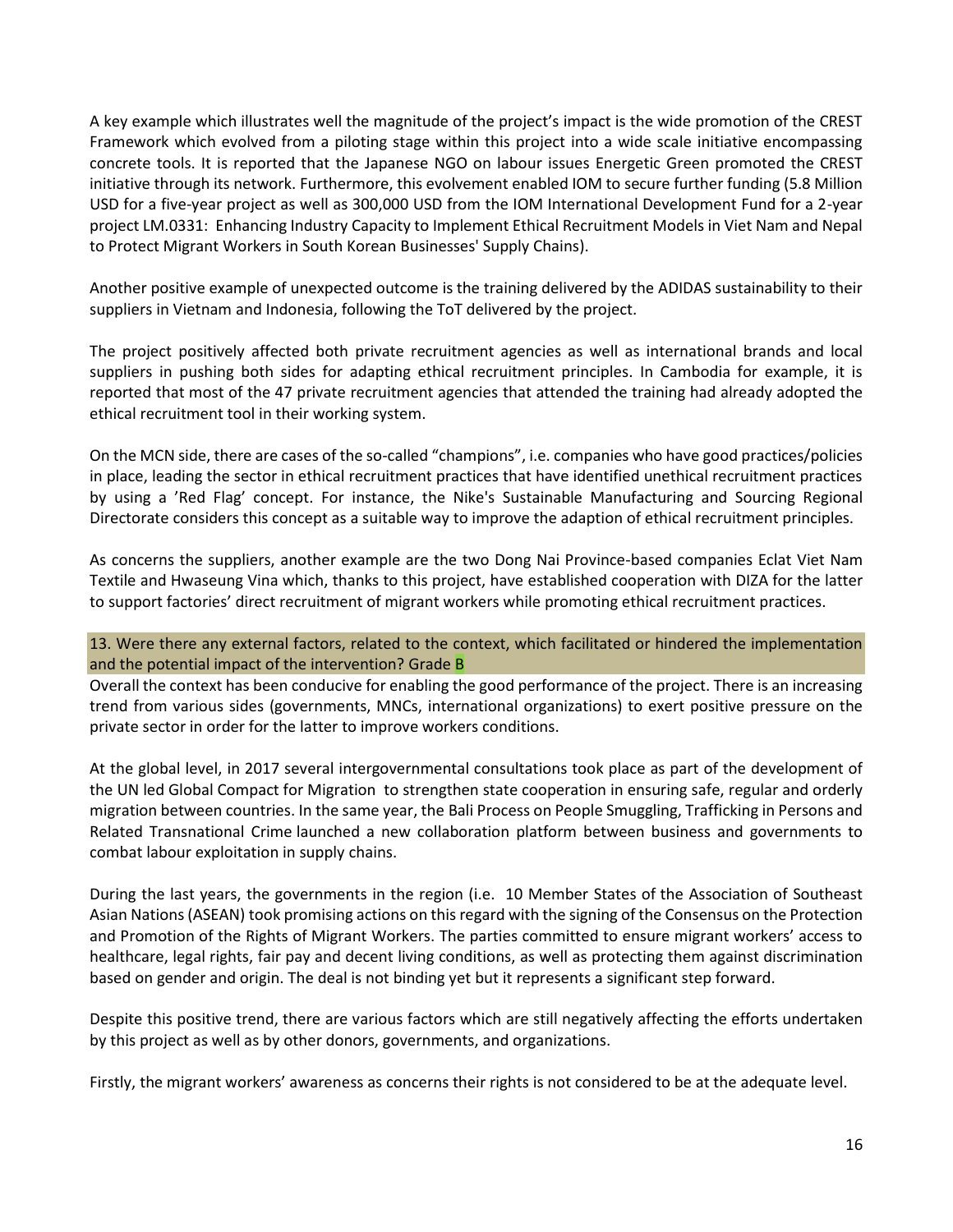A key example which illustrates well the magnitude of the project's impact is the wide promotion of the CREST Framework which evolved from a piloting stage within this project into a wide scale initiative encompassing concrete tools. It is reported that the Japanese NGO on labour issues Energetic Green promoted the CREST initiative through its network. Furthermore, this evolvement enabled IOM to secure further funding (5.8 Million USD for a five-year project as well as 300,000 USD from the IOM International Development Fund for a 2-year project LM.0331: Enhancing Industry Capacity to Implement Ethical Recruitment Models in Viet Nam and Nepal to Protect Migrant Workers in South Korean Businesses' Supply Chains).

Another positive example of unexpected outcome is the training delivered by the ADIDAS sustainability to their suppliers in Vietnam and Indonesia, following the ToT delivered by the project.

The project positively affected both private recruitment agencies as well as international brands and local suppliers in pushing both sides for adapting ethical recruitment principles. In Cambodia for example, it is reported that most of the 47 private recruitment agencies that attended the training had already adopted the ethical recruitment tool in their working system.

On the MCN side, there are cases of the so-called "champions", i.e. companies who have good practices/policies in place, leading the sector in ethical recruitment practices that have identified unethical recruitment practices by using a 'Red Flag' concept. For instance, the Nike's Sustainable Manufacturing and Sourcing Regional Directorate considers this concept as a suitable way to improve the adaption of ethical recruitment principles.

As concerns the suppliers, another example are the two Dong Nai Province-based companies Eclat Viet Nam Textile and Hwaseung Vina which, thanks to this project, have established cooperation with DIZA for the latter to support factories' direct recruitment of migrant workers while promoting ethical recruitment practices.

### 13. Were there any external factors, related to the context, which facilitated or hindered the implementation and the potential impact of the intervention? Grade B

Overall the context has been conducive for enabling the good performance of the project. There is an increasing trend from various sides (governments, MNCs, international organizations) to exert positive pressure on the private sector in order for the latter to improve workers conditions.

At the global level, in 2017 several intergovernmental consultations took place as part of the development of the UN led Global Compact for Migration to strengthen state cooperation in ensuring safe, regular and orderly migration between countries. In the same year, the Bali Process on People Smuggling, Trafficking in Persons and Related Transnational Crime launched a new collaboration platform between business and governments to combat labour exploitation in supply chains.

During the last years, the governments in the region (i.e. 10 Member States of the Association of Southeast Asian Nations (ASEAN) took promising actions on this regard with the signing of the Consensus on the Protection and Promotion of the Rights of Migrant Workers. The parties committed to ensure migrant workers' access to healthcare, legal rights, fair pay and decent living conditions, as well as protecting them against discrimination based on gender and origin. The deal is not binding yet but it represents a significant step forward.

Despite this positive trend, there are various factors which are still negatively affecting the efforts undertaken by this project as well as by other donors, governments, and organizations.

Firstly, the migrant workers' awareness as concerns their rights is not considered to be at the adequate level.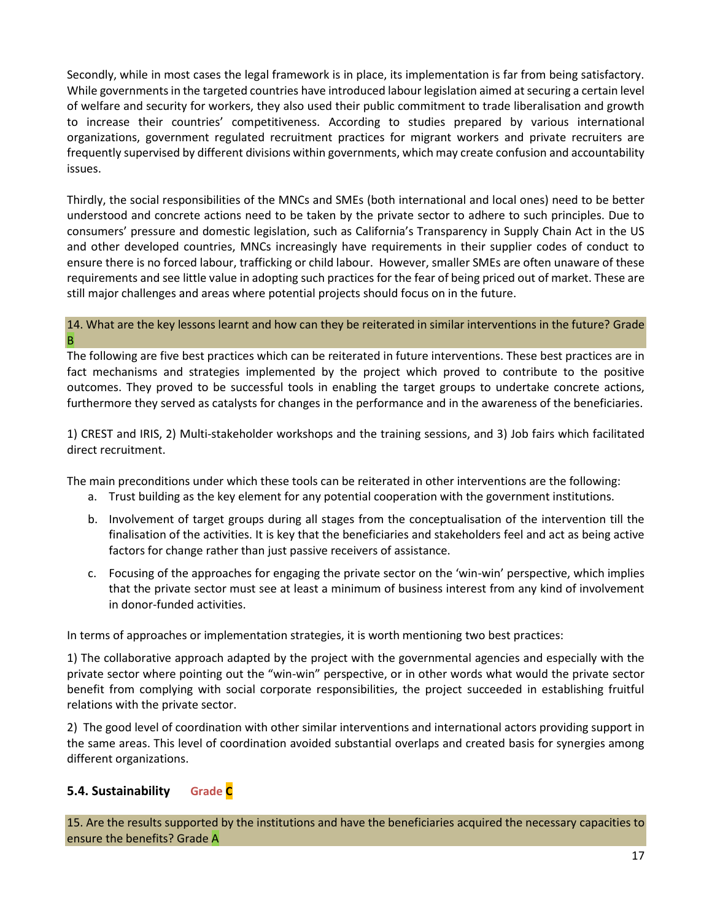Secondly, while in most cases the legal framework is in place, its implementation is far from being satisfactory. While governments in the targeted countries have introduced labour legislation aimed at securing a certain level of welfare and security for workers, they also used their public commitment to trade liberalisation and growth to increase their countries' competitiveness. According to studies prepared by various international organizations, government regulated recruitment practices for migrant workers and private recruiters are frequently supervised by different divisions within governments, which may create confusion and accountability issues.

Thirdly, the social responsibilities of the MNCs and SMEs (both international and local ones) need to be better understood and concrete actions need to be taken by the private sector to adhere to such principles. Due to consumers' pressure and domestic legislation, such as California's Transparency in Supply Chain Act in the US and other developed countries, MNCs increasingly have requirements in their supplier codes of conduct to ensure there is no forced labour, trafficking or child labour. However, smaller SMEs are often unaware of these requirements and see little value in adopting such practices for the fear of being priced out of market. These are still major challenges and areas where potential projects should focus on in the future.

**14. What are the key lessons learnt and how can they be reiterated in similar interventions in the future? Grade B**

The following are five best practices which can be reiterated in future interventions. These best practices are in fact mechanisms and strategies implemented by the project which proved to contribute to the positive outcomes. They proved to be successful tools in enabling the target groups to undertake concrete actions, furthermore they served as catalysts for changes in the performance and in the awareness of the beneficiaries.

1) CREST and IRIS, 2) Multi-stakeholder workshops and the training sessions, and 3) Job fairs which facilitated direct recruitment.

The main preconditions under which these tools can be reiterated in other interventions are the following:

a. Trust building as the key element for any potential cooperation with the government institutions.
b. Involvement of target groups during all stages from the conceptualisation of the intervention till the finalisation of the activities. It is key that the beneficiaries and stakeholders feel and act as being active factors for change rather than just passive receivers of assistance.
c. Focusing of the approaches for engaging the private sector on the 'win-win' perspective, which implies that the private sector must see at least a minimum of business interest from any kind of involvement in donor-funded activities.

In terms of approaches or implementation strategies, it is worth mentioning two best practices:

1) The collaborative approach adapted by the project with the governmental agencies and especially with the private sector where pointing out the "win-win" perspective, or in other words what would the private sector benefit from complying with social corporate responsibilities, the project succeeded in establishing fruitful relations with the private sector.

2) The good level of coordination with other similar interventions and international actors providing support in the same areas. This level of coordination avoided substantial overlaps and created basis for synergies among different organizations.

### 5.4. Sustainability Grade C

**15. Are the results supported by the institutions and have the beneficiaries acquired the necessary capacities to ensure the benefits? Grade A**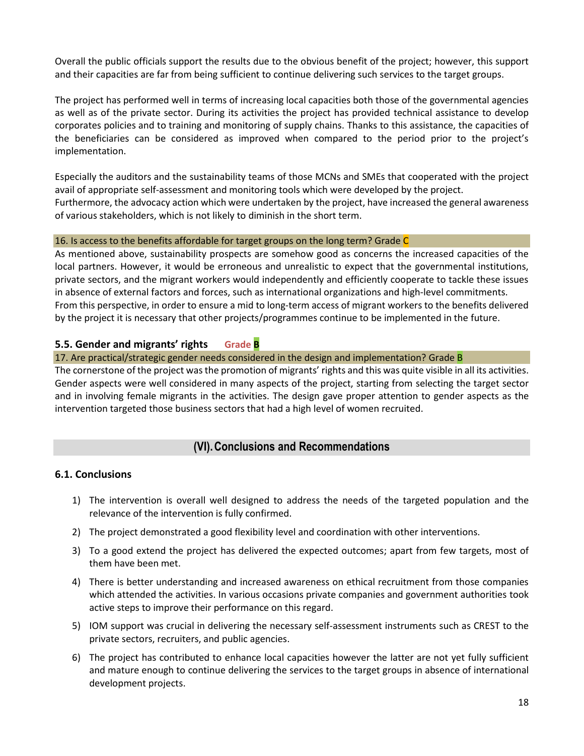Overall the public officials support the results due to the obvious benefit of the project; however, this support and their capacities are far from being sufficient to continue delivering such services to the target groups.

The project has performed well in terms of increasing local capacities both those of the governmental agencies as well as of the private sector. During its activities the project has provided technical assistance to develop corporates policies and to training and monitoring of supply chains. Thanks to this assistance, the capacities of the beneficiaries can be considered as improved when compared to the period prior to the project's implementation.

Especially the auditors and the sustainability teams of those MCNs and SMEs that cooperated with the project avail of appropriate self-assessment and monitoring tools which were developed by the project.
Furthermore, the advocacy action which were undertaken by the project, have increased the general awareness of various stakeholders, which is not likely to diminish in the short term.

16. Is access to the benefits affordable for target groups on the long term? Grade C

As mentioned above, sustainability prospects are somehow good as concerns the increased capacities of the local partners. However, it would be erroneous and unrealistic to expect that the governmental institutions, private sectors, and the migrant workers would independently and efficiently cooperate to tackle these issues in absence of external factors and forces, such as international organizations and high-level commitments.
From this perspective, in order to ensure a mid to long-term access of migrant workers to the benefits delivered by the project it is necessary that other projects/programmes continue to be implemented in the future.

### 5.5. Gender and migrants' rights Grade B

17. Are practical/strategic gender needs considered in the design and implementation? Grade B

The cornerstone of the project was the promotion of migrants' rights and this was quite visible in all its activities. Gender aspects were well considered in many aspects of the project, starting from selecting the target sector and in involving female migrants in the activities. The design gave proper attention to gender aspects as the intervention targeted those business sectors that had a high level of women recruited.

## (VI). Conclusions and Recommendations

### 6.1. Conclusions

1) The intervention is overall well designed to address the needs of the targeted population and the relevance of the intervention is fully confirmed.
2) The project demonstrated a good flexibility level and coordination with other interventions.
3) To a good extend the project has delivered the expected outcomes; apart from few targets, most of them have been met.
4) There is better understanding and increased awareness on ethical recruitment from those companies which attended the activities. In various occasions private companies and government authorities took active steps to improve their performance on this regard.
5) IOM support was crucial in delivering the necessary self-assessment instruments such as CREST to the private sectors, recruiters, and public agencies.
6) The project has contributed to enhance local capacities however the latter are not yet fully sufficient and mature enough to continue delivering the services to the target groups in absence of international development projects.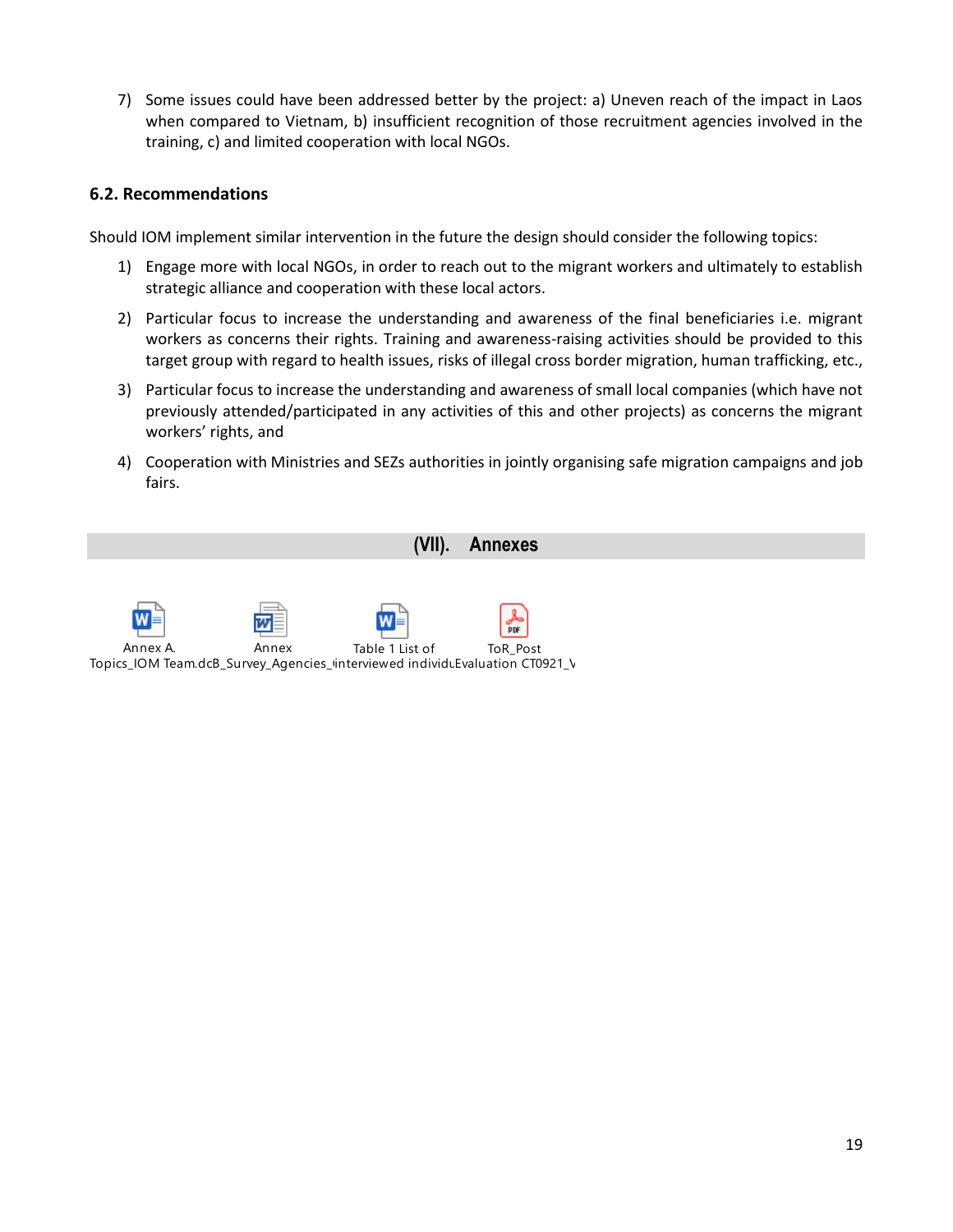7) Some issues could have been addressed better by the project: a) Uneven reach of the impact in Laos when compared to Vietnam, b) insufficient recognition of those recruitment agencies involved in the training, c) and limited cooperation with local NGOs.

### 6.2. Recommendations

Should IOM implement similar intervention in the future the design should consider the following topics:

1) Engage more with local NGOs, in order to reach out to the migrant workers and ultimately to establish strategic alliance and cooperation with these local actors.
2) Particular focus to increase the understanding and awareness of the final beneficiaries i.e. migrant workers as concerns their rights. Training and awareness-raising activities should be provided to this target group with regard to health issues, risks of illegal cross border migration, human trafficking, etc.,
3) Particular focus to increase the understanding and awareness of small local companies (which have not previously attended/participated in any activities of this and other projects) as concerns the migrant workers' rights, and
4) Cooperation with Ministries and SEZs authorities in jointly organising safe migration campaigns and job fairs.

## (VII). Annexes

Annex A. Topics_IOM Team.dc

Annex B_Survey_Agencies_

Table 1 List of interviewed individu

ToR_Post Evaluation CT0921_V